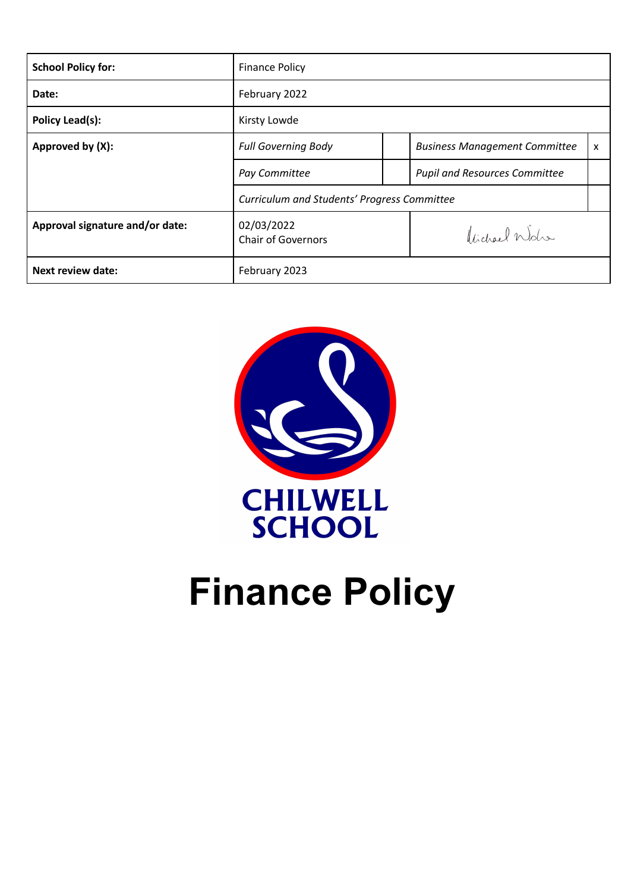| **School Policy for:** | Finance Policy | | | |
|---|---|---|---|---|
| **Date:** | February 2022 | | | |
| **Policy Lead(s):** | Kirsty Lowde | | | |
| **Approved by (X):** | *Full Governing Body* | | *Business Management Committee* | x |
| | *Pay Committee* | | *Pupil and Resources Committee* | |
| | *Curriculum and Students' Progress Committee* | | | |
| **Approval signature and/or date:** | 02/03/2022 Chair of Governors | | Michael Noble | |
| **Next review date:** | February 2023 | | | |

CHILWELL SCHOOL

# Finance Policy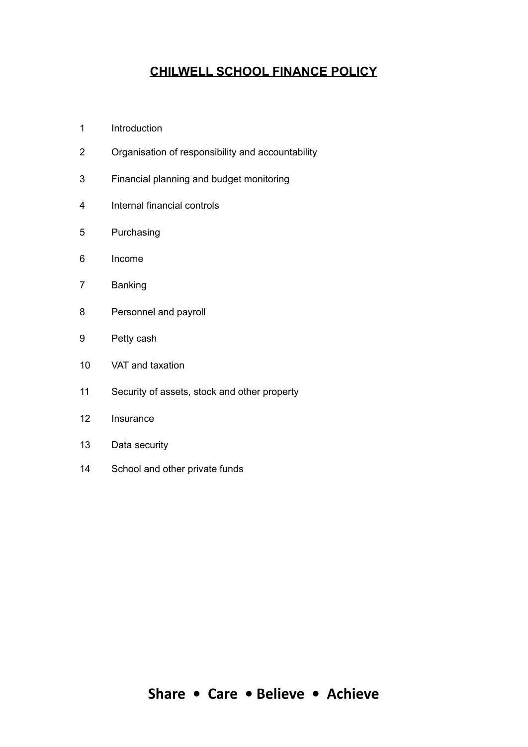# CHILWELL SCHOOL FINANCE POLICY

1 Introduction

2 Organisation of responsibility and accountability

3 Financial planning and budget monitoring

4 Internal financial controls

5 Purchasing

6 Income

7 Banking

8 Personnel and payroll

9 Petty cash

10 VAT and taxation

11 Security of assets, stock and other property

12 Insurance

13 Data security

14 School and other private funds

**Share • Care • Believe • Achieve**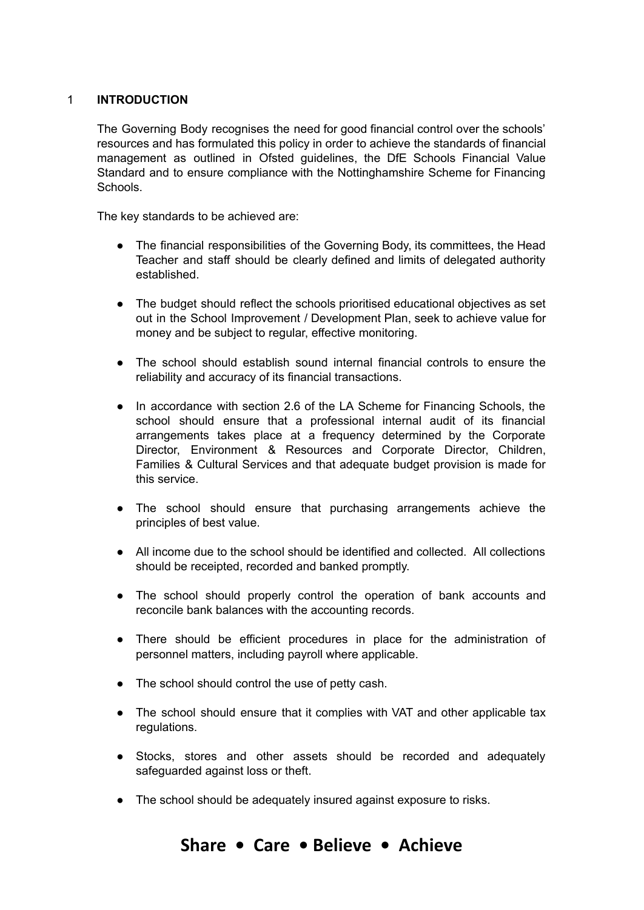# 1 INTRODUCTION

The Governing Body recognises the need for good financial control over the schools' resources and has formulated this policy in order to achieve the standards of financial management as outlined in Ofsted guidelines, the DfE Schools Financial Value Standard and to ensure compliance with the Nottinghamshire Scheme for Financing Schools.

The key standards to be achieved are:

- The financial responsibilities of the Governing Body, its committees, the Head Teacher and staff should be clearly defined and limits of delegated authority established.

- The budget should reflect the schools prioritised educational objectives as set out in the School Improvement / Development Plan, seek to achieve value for money and be subject to regular, effective monitoring.

- The school should establish sound internal financial controls to ensure the reliability and accuracy of its financial transactions.

- In accordance with section 2.6 of the LA Scheme for Financing Schools, the school should ensure that a professional internal audit of its financial arrangements takes place at a frequency determined by the Corporate Director, Environment & Resources and Corporate Director, Children, Families & Cultural Services and that adequate budget provision is made for this service.

- The school should ensure that purchasing arrangements achieve the principles of best value.

- All income due to the school should be identified and collected. All collections should be receipted, recorded and banked promptly.

- The school should properly control the operation of bank accounts and reconcile bank balances with the accounting records.

- There should be efficient procedures in place for the administration of personnel matters, including payroll where applicable.

- The school should control the use of petty cash.

- The school should ensure that it complies with VAT and other applicable tax regulations.

- Stocks, stores and other assets should be recorded and adequately safeguarded against loss or theft.

- The school should be adequately insured against exposure to risks.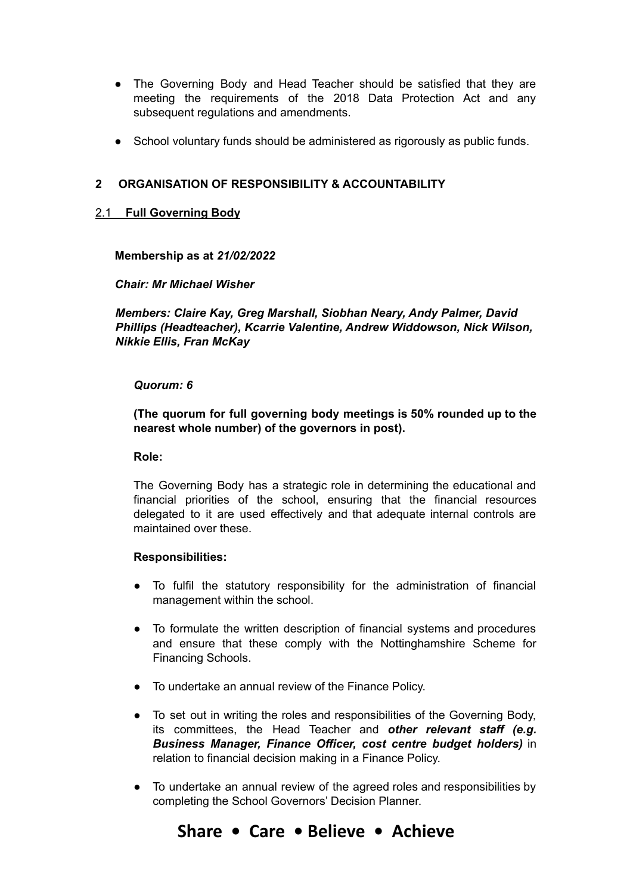- The Governing Body and Head Teacher should be satisfied that they are meeting the requirements of the 2018 Data Protection Act and any subsequent regulations and amendments.

- School voluntary funds should be administered as rigorously as public funds.

## 2 ORGANISATION OF RESPONSIBILITY & ACCOUNTABILITY

### 2.1 Full Governing Body

**Membership as at *21/02/2022***

***Chair: Mr Michael Wisher***

***Members: Claire Kay, Greg Marshall, Siobhan Neary, Andy Palmer, David Phillips (Headteacher), Kcarrie Valentine, Andrew Widdowson, Nick Wilson, Nikkie Ellis, Fran McKay***

***Quorum: 6***

**(The quorum for full governing body meetings is 50% rounded up to the nearest whole number) of the governors in post).**

**Role:**

The Governing Body has a strategic role in determining the educational and financial priorities of the school, ensuring that the financial resources delegated to it are used effectively and that adequate internal controls are maintained over these.

**Responsibilities:**

- To fulfil the statutory responsibility for the administration of financial management within the school.

- To formulate the written description of financial systems and procedures and ensure that these comply with the Nottinghamshire Scheme for Financing Schools.

- To undertake an annual review of the Finance Policy.

- To set out in writing the roles and responsibilities of the Governing Body, its committees, the Head Teacher and ***other relevant staff (e.g. Business Manager, Finance Officer, cost centre budget holders)*** in relation to financial decision making in a Finance Policy.

- To undertake an annual review of the agreed roles and responsibilities by completing the School Governors' Decision Planner.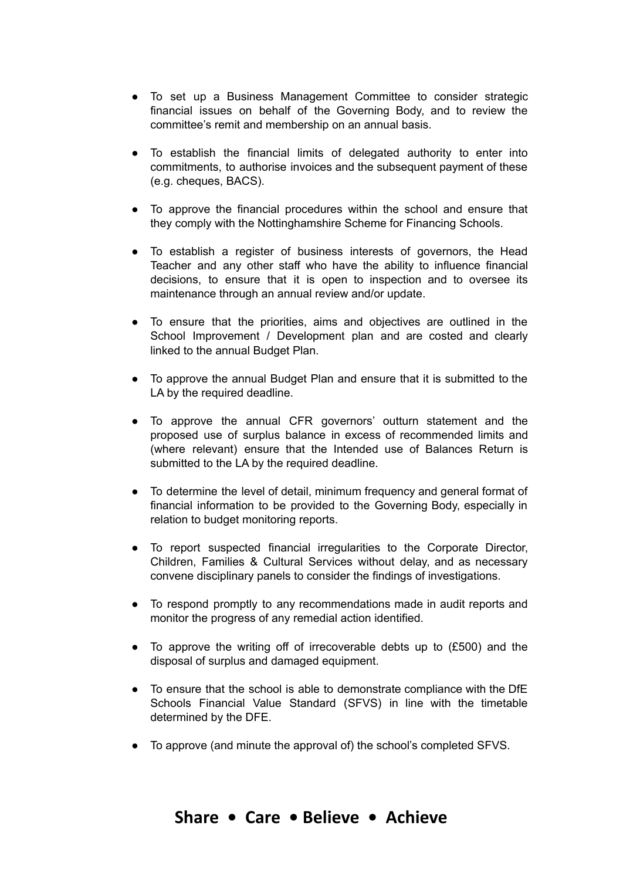- To set up a Business Management Committee to consider strategic financial issues on behalf of the Governing Body, and to review the committee's remit and membership on an annual basis.

- To establish the financial limits of delegated authority to enter into commitments, to authorise invoices and the subsequent payment of these (e.g. cheques, BACS).

- To approve the financial procedures within the school and ensure that they comply with the Nottinghamshire Scheme for Financing Schools.

- To establish a register of business interests of governors, the Head Teacher and any other staff who have the ability to influence financial decisions, to ensure that it is open to inspection and to oversee its maintenance through an annual review and/or update.

- To ensure that the priorities, aims and objectives are outlined in the School Improvement / Development plan and are costed and clearly linked to the annual Budget Plan.

- To approve the annual Budget Plan and ensure that it is submitted to the LA by the required deadline.

- To approve the annual CFR governors' outturn statement and the proposed use of surplus balance in excess of recommended limits and (where relevant) ensure that the Intended use of Balances Return is submitted to the LA by the required deadline.

- To determine the level of detail, minimum frequency and general format of financial information to be provided to the Governing Body, especially in relation to budget monitoring reports.

- To report suspected financial irregularities to the Corporate Director, Children, Families & Cultural Services without delay, and as necessary convene disciplinary panels to consider the findings of investigations.

- To respond promptly to any recommendations made in audit reports and monitor the progress of any remedial action identified.

- To approve the writing off of irrecoverable debts up to (£500) and the disposal of surplus and damaged equipment.

- To ensure that the school is able to demonstrate compliance with the DfE Schools Financial Value Standard (SFVS) in line with the timetable determined by the DFE.

- To approve (and minute the approval of) the school's completed SFVS.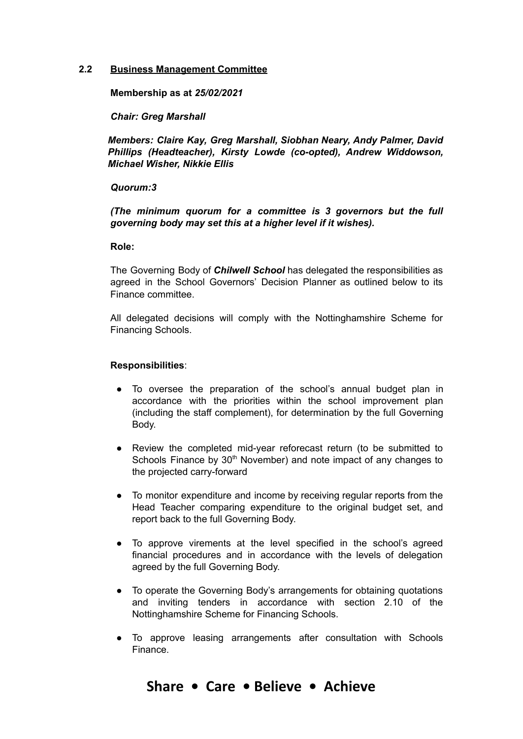## 2.2 Business Management Committee

**Membership as at *25/02/2021***

***Chair: Greg Marshall***

***Members: Claire Kay, Greg Marshall, Siobhan Neary, Andy Palmer, David Phillips (Headteacher), Kirsty Lowde (co-opted), Andrew Widdowson, Michael Wisher, Nikkie Ellis***

***Quorum:3***

***(The minimum quorum for a committee is 3 governors but the full governing body may set this at a higher level if it wishes).***

**Role:**

The Governing Body of ***Chilwell School*** has delegated the responsibilities as agreed in the School Governors' Decision Planner as outlined below to its Finance committee.

All delegated decisions will comply with the Nottinghamshire Scheme for Financing Schools.

**Responsibilities**:

- To oversee the preparation of the school's annual budget plan in accordance with the priorities within the school improvement plan (including the staff complement), for determination by the full Governing Body.
- Review the completed mid-year reforecast return (to be submitted to Schools Finance by 30th November) and note impact of any changes to the projected carry-forward
- To monitor expenditure and income by receiving regular reports from the Head Teacher comparing expenditure to the original budget set, and report back to the full Governing Body.
- To approve virements at the level specified in the school's agreed financial procedures and in accordance with the levels of delegation agreed by the full Governing Body.
- To operate the Governing Body's arrangements for obtaining quotations and inviting tenders in accordance with section 2.10 of the Nottinghamshire Scheme for Financing Schools.
- To approve leasing arrangements after consultation with Schools Finance.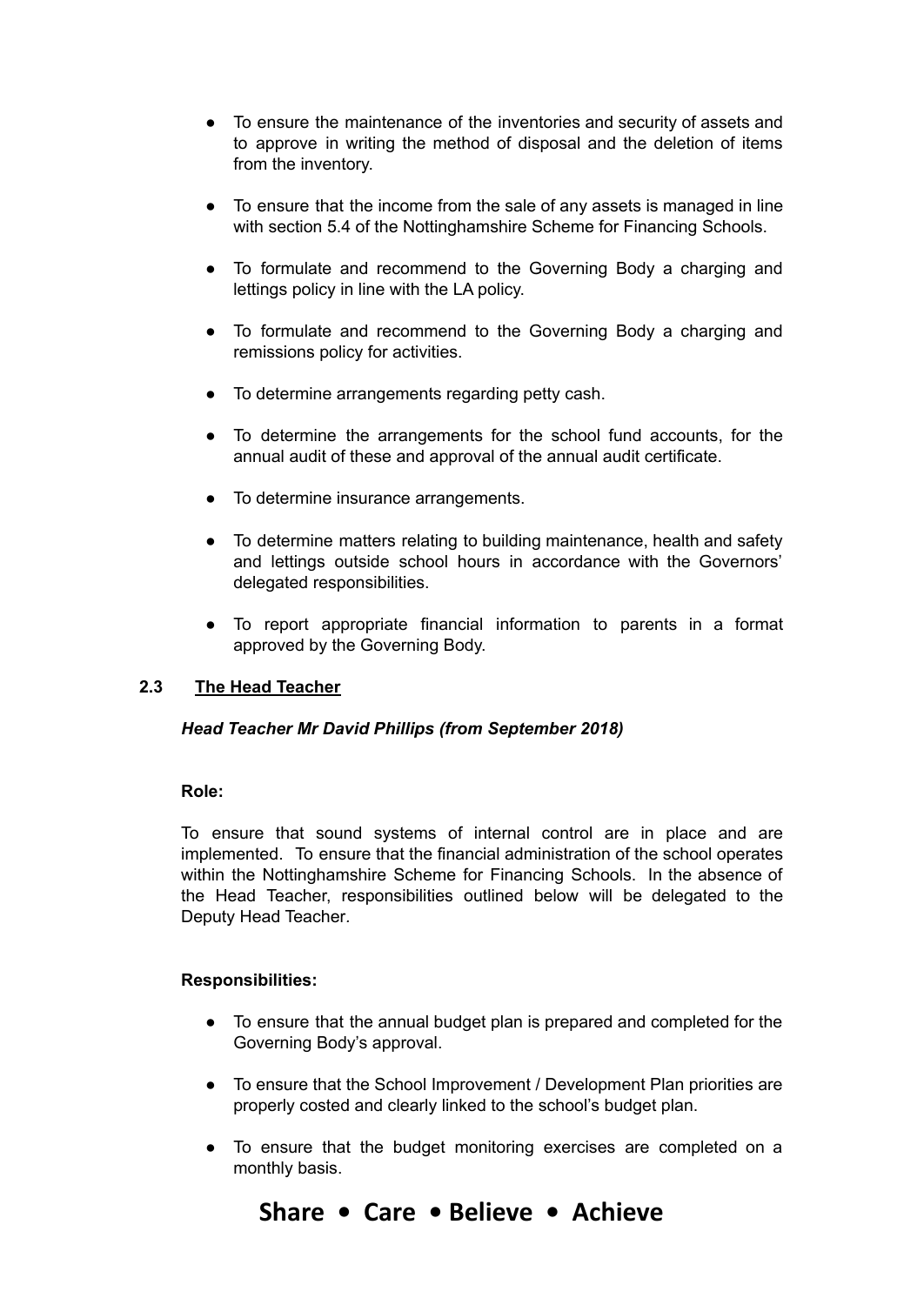- To ensure the maintenance of the inventories and security of assets and to approve in writing the method of disposal and the deletion of items from the inventory.
- To ensure that the income from the sale of any assets is managed in line with section 5.4 of the Nottinghamshire Scheme for Financing Schools.
- To formulate and recommend to the Governing Body a charging and lettings policy in line with the LA policy.
- To formulate and recommend to the Governing Body a charging and remissions policy for activities.
- To determine arrangements regarding petty cash.
- To determine the arrangements for the school fund accounts, for the annual audit of these and approval of the annual audit certificate.
- To determine insurance arrangements.
- To determine matters relating to building maintenance, health and safety and lettings outside school hours in accordance with the Governors' delegated responsibilities.
- To report appropriate financial information to parents in a format approved by the Governing Body.

### 2.3 The Head Teacher

***Head Teacher Mr David Phillips (from September 2018)***

**Role:**

To ensure that sound systems of internal control are in place and are implemented. To ensure that the financial administration of the school operates within the Nottinghamshire Scheme for Financing Schools. In the absence of the Head Teacher, responsibilities outlined below will be delegated to the Deputy Head Teacher.

**Responsibilities:**

- To ensure that the annual budget plan is prepared and completed for the Governing Body's approval.
- To ensure that the School Improvement / Development Plan priorities are properly costed and clearly linked to the school's budget plan.
- To ensure that the budget monitoring exercises are completed on a monthly basis.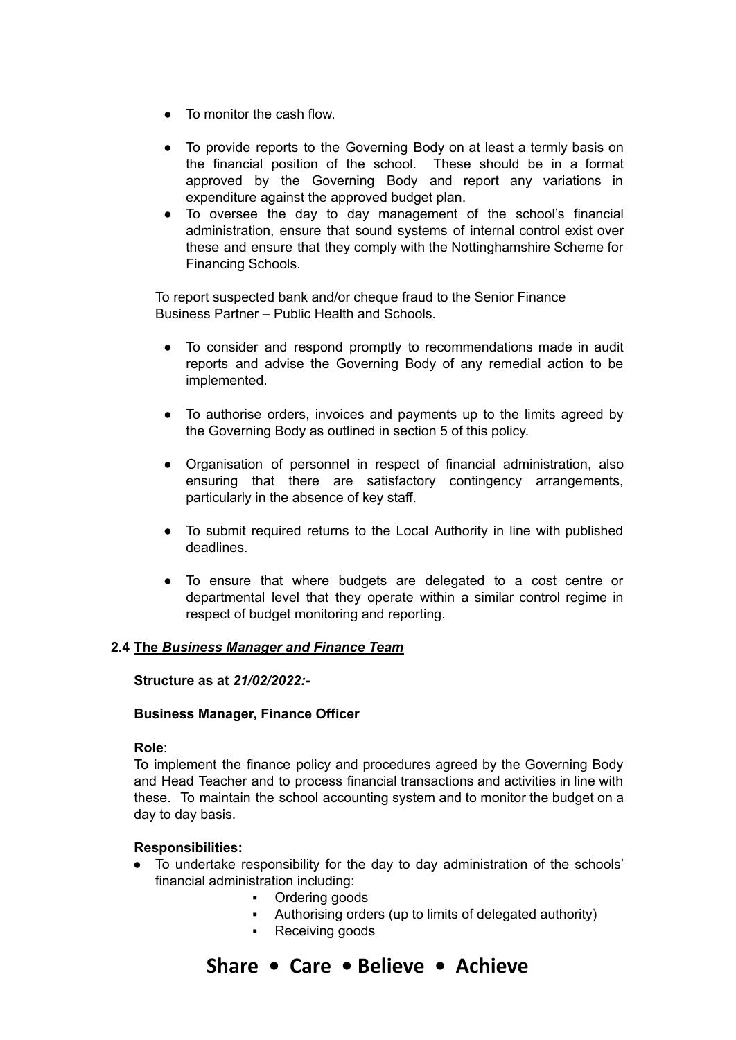- To monitor the cash flow.
- To provide reports to the Governing Body on at least a termly basis on the financial position of the school. These should be in a format approved by the Governing Body and report any variations in expenditure against the approved budget plan.
- To oversee the day to day management of the school's financial administration, ensure that sound systems of internal control exist over these and ensure that they comply with the Nottinghamshire Scheme for Financing Schools.

To report suspected bank and/or cheque fraud to the Senior Finance Business Partner – Public Health and Schools.

- To consider and respond promptly to recommendations made in audit reports and advise the Governing Body of any remedial action to be implemented.
- To authorise orders, invoices and payments up to the limits agreed by the Governing Body as outlined in section 5 of this policy.
- Organisation of personnel in respect of financial administration, also ensuring that there are satisfactory contingency arrangements, particularly in the absence of key staff.
- To submit required returns to the Local Authority in line with published deadlines.
- To ensure that where budgets are delegated to a cost centre or departmental level that they operate within a similar control regime in respect of budget monitoring and reporting.

### 2.4 The *Business Manager and Finance Team*

**Structure as at *21/02/2022:-***

**Business Manager, Finance Officer**

**Role**:
To implement the finance policy and procedures agreed by the Governing Body and Head Teacher and to process financial transactions and activities in line with these. To maintain the school accounting system and to monitor the budget on a day to day basis.

**Responsibilities:**

- To undertake responsibility for the day to day administration of the schools' financial administration including:
  - Ordering goods
  - Authorising orders (up to limits of delegated authority)
  - Receiving goods

**Share • Care • Believe • Achieve**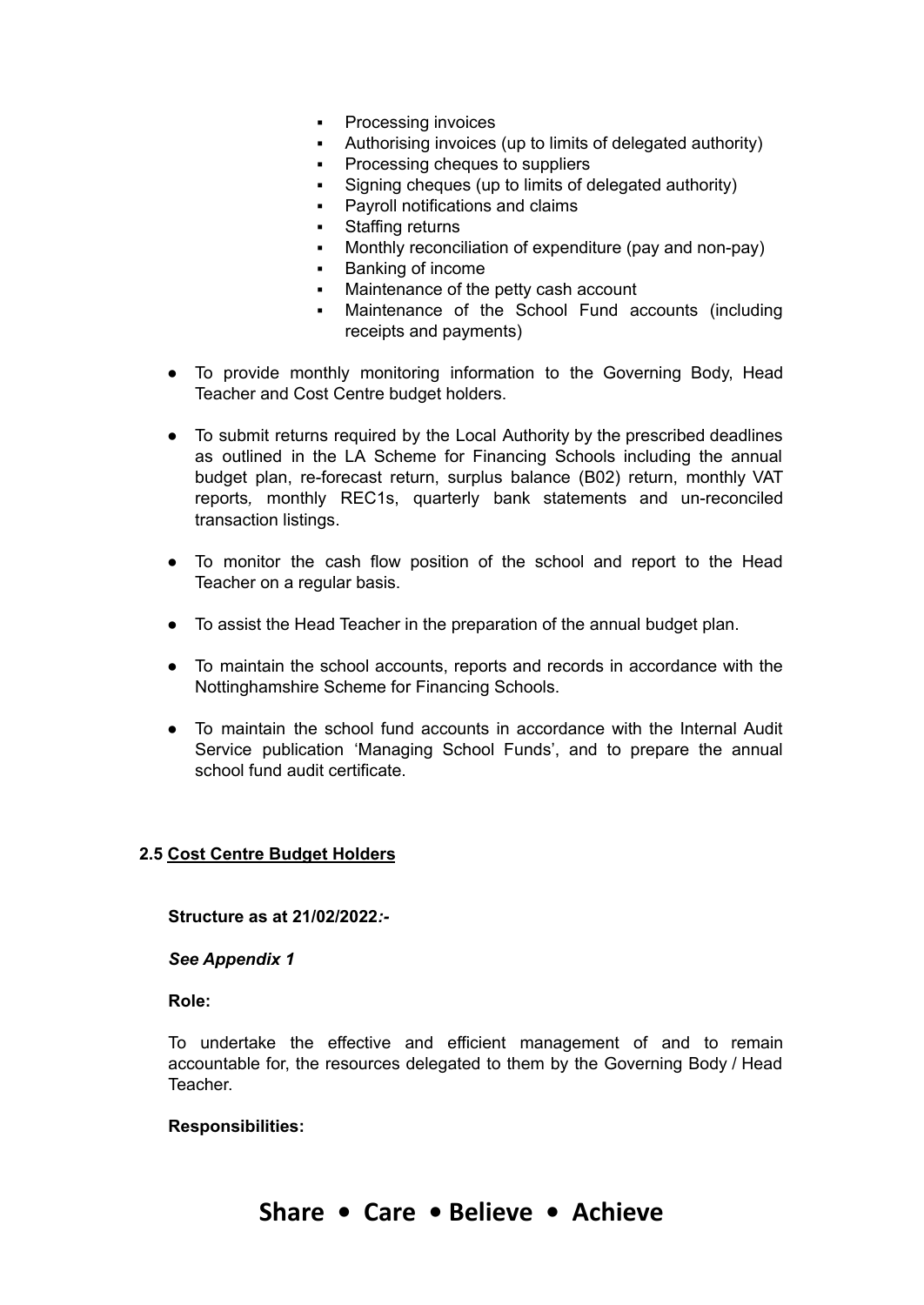- Processing invoices
- Authorising invoices (up to limits of delegated authority)
- Processing cheques to suppliers
- Signing cheques (up to limits of delegated authority)
- Payroll notifications and claims
- Staffing returns
- Monthly reconciliation of expenditure (pay and non-pay)
- Banking of income
- Maintenance of the petty cash account
- Maintenance of the School Fund accounts (including receipts and payments)

- To provide monthly monitoring information to the Governing Body, Head Teacher and Cost Centre budget holders.
- To submit returns required by the Local Authority by the prescribed deadlines as outlined in the LA Scheme for Financing Schools including the annual budget plan, re-forecast return, surplus balance (B02) return, monthly VAT reports*,* monthly REC1s, quarterly bank statements and un-reconciled transaction listings.
- To monitor the cash flow position of the school and report to the Head Teacher on a regular basis.
- To assist the Head Teacher in the preparation of the annual budget plan.
- To maintain the school accounts, reports and records in accordance with the Nottinghamshire Scheme for Financing Schools.
- To maintain the school fund accounts in accordance with the Internal Audit Service publication 'Managing School Funds', and to prepare the annual school fund audit certificate.

### 2.5 Cost Centre Budget Holders

**Structure as at 21/02/2022*:-***

***See Appendix 1***

**Role:**

To undertake the effective and efficient management of and to remain accountable for, the resources delegated to them by the Governing Body / Head Teacher.

**Responsibilities:**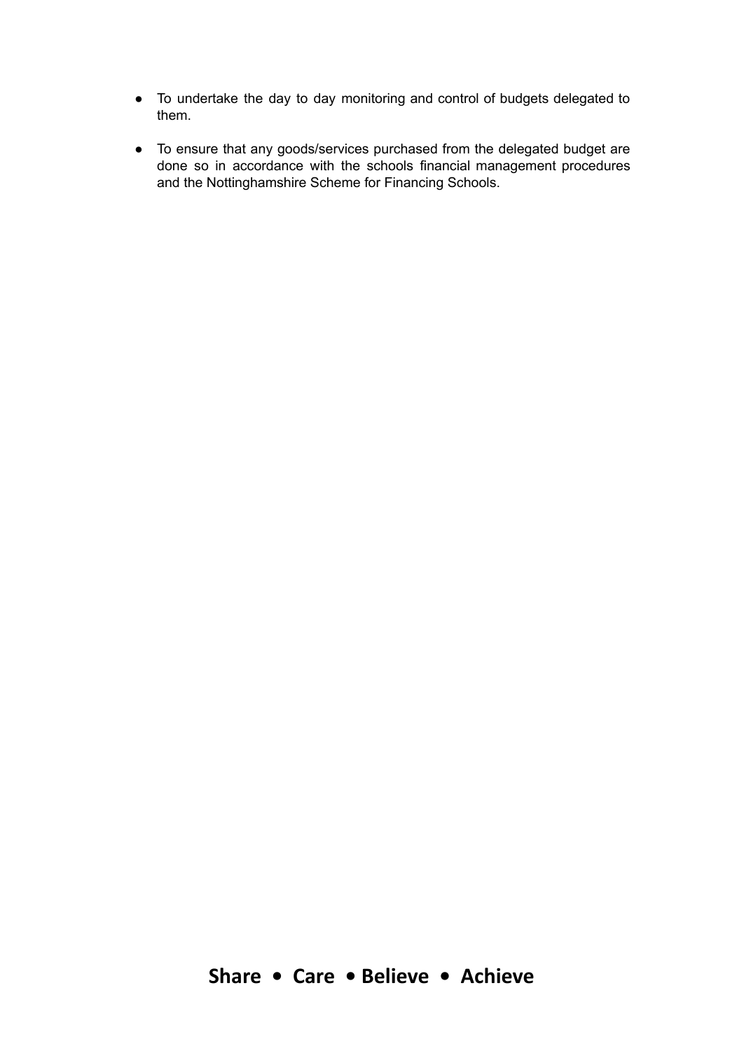- To undertake the day to day monitoring and control of budgets delegated to them.

- To ensure that any goods/services purchased from the delegated budget are done so in accordance with the schools financial management procedures and the Nottinghamshire Scheme for Financing Schools.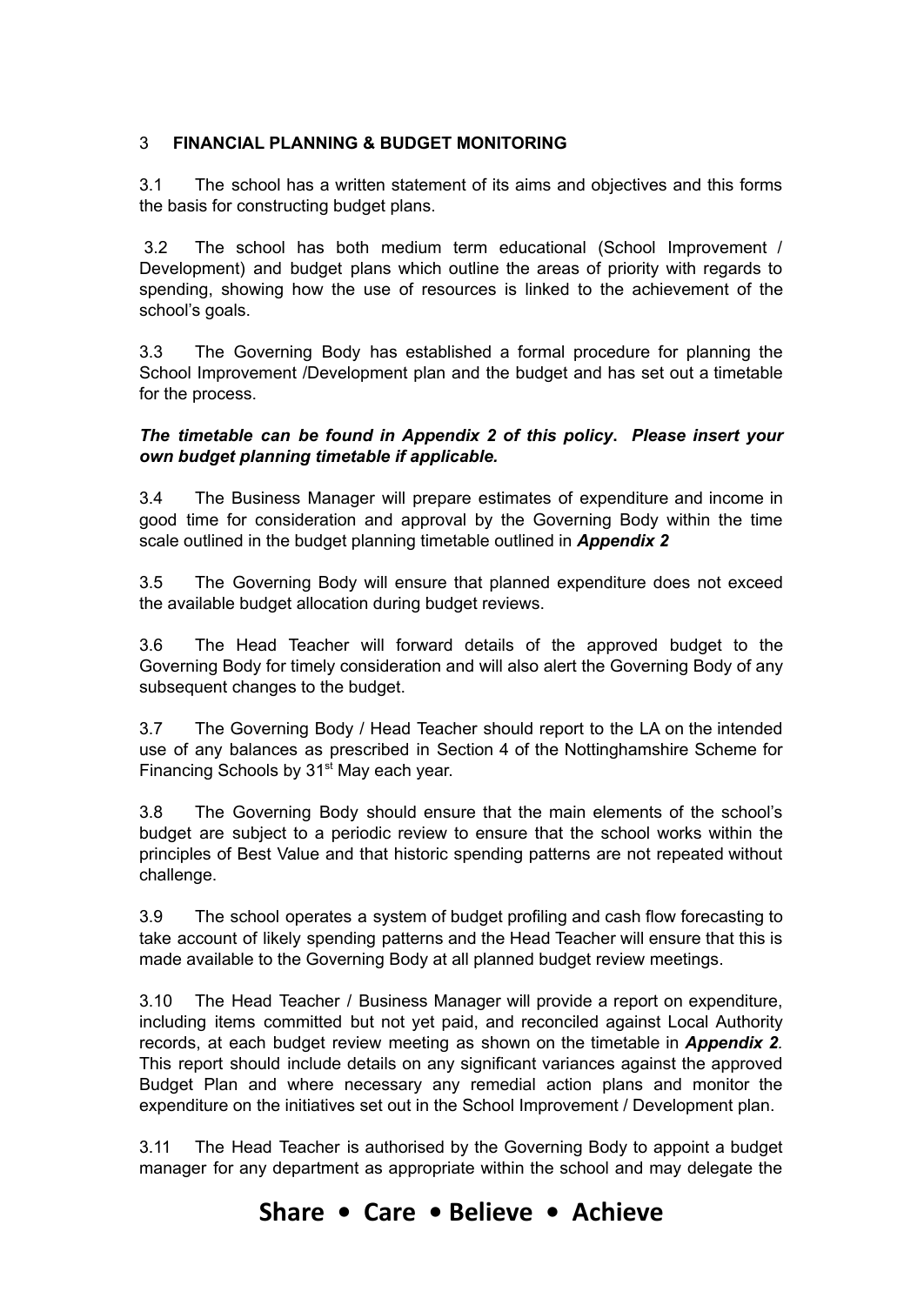## 3 FINANCIAL PLANNING & BUDGET MONITORING

3.1 The school has a written statement of its aims and objectives and this forms the basis for constructing budget plans.

3.2 The school has both medium term educational (School Improvement / Development) and budget plans which outline the areas of priority with regards to spending, showing how the use of resources is linked to the achievement of the school's goals.

3.3 The Governing Body has established a formal procedure for planning the School Improvement /Development plan and the budget and has set out a timetable for the process.

***The timetable can be found in Appendix 2 of this policy. Please insert your own budget planning timetable if applicable.***

3.4 The Business Manager will prepare estimates of expenditure and income in good time for consideration and approval by the Governing Body within the time scale outlined in the budget planning timetable outlined in ***Appendix 2***

3.5 The Governing Body will ensure that planned expenditure does not exceed the available budget allocation during budget reviews.

3.6 The Head Teacher will forward details of the approved budget to the Governing Body for timely consideration and will also alert the Governing Body of any subsequent changes to the budget.

3.7 The Governing Body / Head Teacher should report to the LA on the intended use of any balances as prescribed in Section 4 of the Nottinghamshire Scheme for Financing Schools by 31st May each year.

3.8 The Governing Body should ensure that the main elements of the school's budget are subject to a periodic review to ensure that the school works within the principles of Best Value and that historic spending patterns are not repeated without challenge.

3.9 The school operates a system of budget profiling and cash flow forecasting to take account of likely spending patterns and the Head Teacher will ensure that this is made available to the Governing Body at all planned budget review meetings.

3.10 The Head Teacher / Business Manager will provide a report on expenditure, including items committed but not yet paid, and reconciled against Local Authority records, at each budget review meeting as shown on the timetable in ***Appendix 2***. This report should include details on any significant variances against the approved Budget Plan and where necessary any remedial action plans and monitor the expenditure on the initiatives set out in the School Improvement / Development plan.

3.11 The Head Teacher is authorised by the Governing Body to appoint a budget manager for any department as appropriate within the school and may delegate the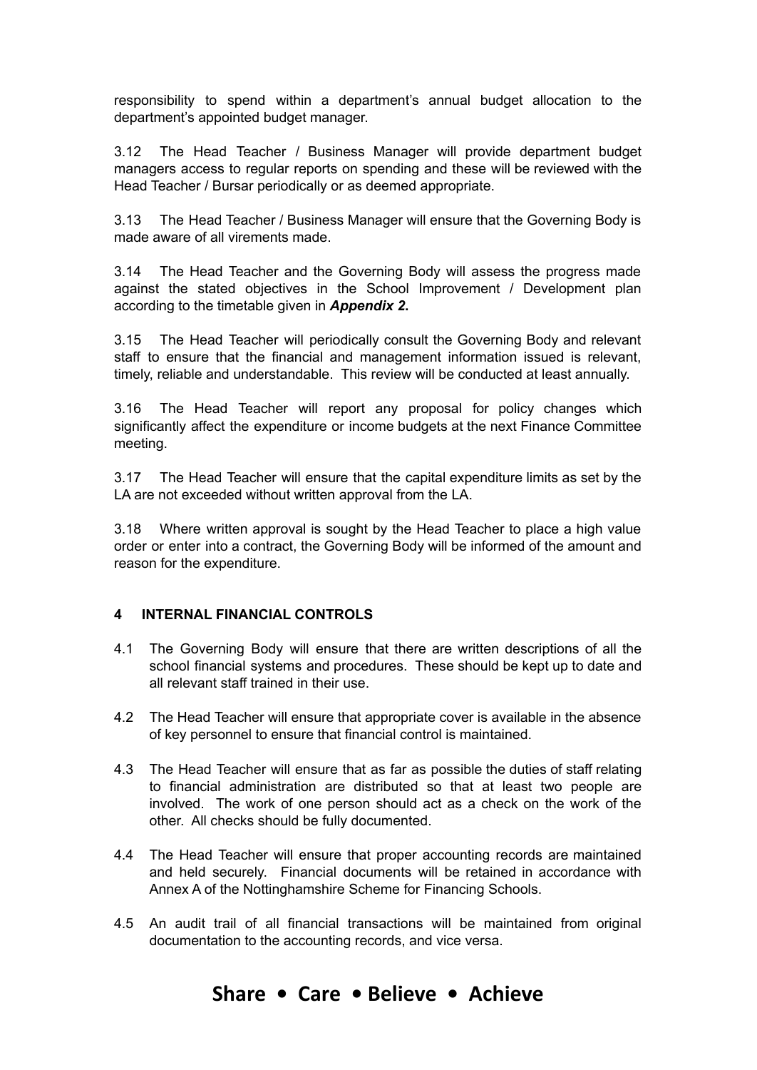responsibility to spend within a department's annual budget allocation to the department's appointed budget manager.

3.12 The Head Teacher / Business Manager will provide department budget managers access to regular reports on spending and these will be reviewed with the Head Teacher / Bursar periodically or as deemed appropriate.

3.13 The Head Teacher / Business Manager will ensure that the Governing Body is made aware of all virements made.

3.14 The Head Teacher and the Governing Body will assess the progress made against the stated objectives in the School Improvement / Development plan according to the timetable given in ***Appendix 2.***

3.15 The Head Teacher will periodically consult the Governing Body and relevant staff to ensure that the financial and management information issued is relevant, timely, reliable and understandable. This review will be conducted at least annually.

3.16 The Head Teacher will report any proposal for policy changes which significantly affect the expenditure or income budgets at the next Finance Committee meeting.

3.17 The Head Teacher will ensure that the capital expenditure limits as set by the LA are not exceeded without written approval from the LA.

3.18 Where written approval is sought by the Head Teacher to place a high value order or enter into a contract, the Governing Body will be informed of the amount and reason for the expenditure.

## 4 INTERNAL FINANCIAL CONTROLS

4.1 The Governing Body will ensure that there are written descriptions of all the school financial systems and procedures. These should be kept up to date and all relevant staff trained in their use.

4.2 The Head Teacher will ensure that appropriate cover is available in the absence of key personnel to ensure that financial control is maintained.

4.3 The Head Teacher will ensure that as far as possible the duties of staff relating to financial administration are distributed so that at least two people are involved. The work of one person should act as a check on the work of the other. All checks should be fully documented.

4.4 The Head Teacher will ensure that proper accounting records are maintained and held securely. Financial documents will be retained in accordance with Annex A of the Nottinghamshire Scheme for Financing Schools.

4.5 An audit trail of all financial transactions will be maintained from original documentation to the accounting records, and vice versa.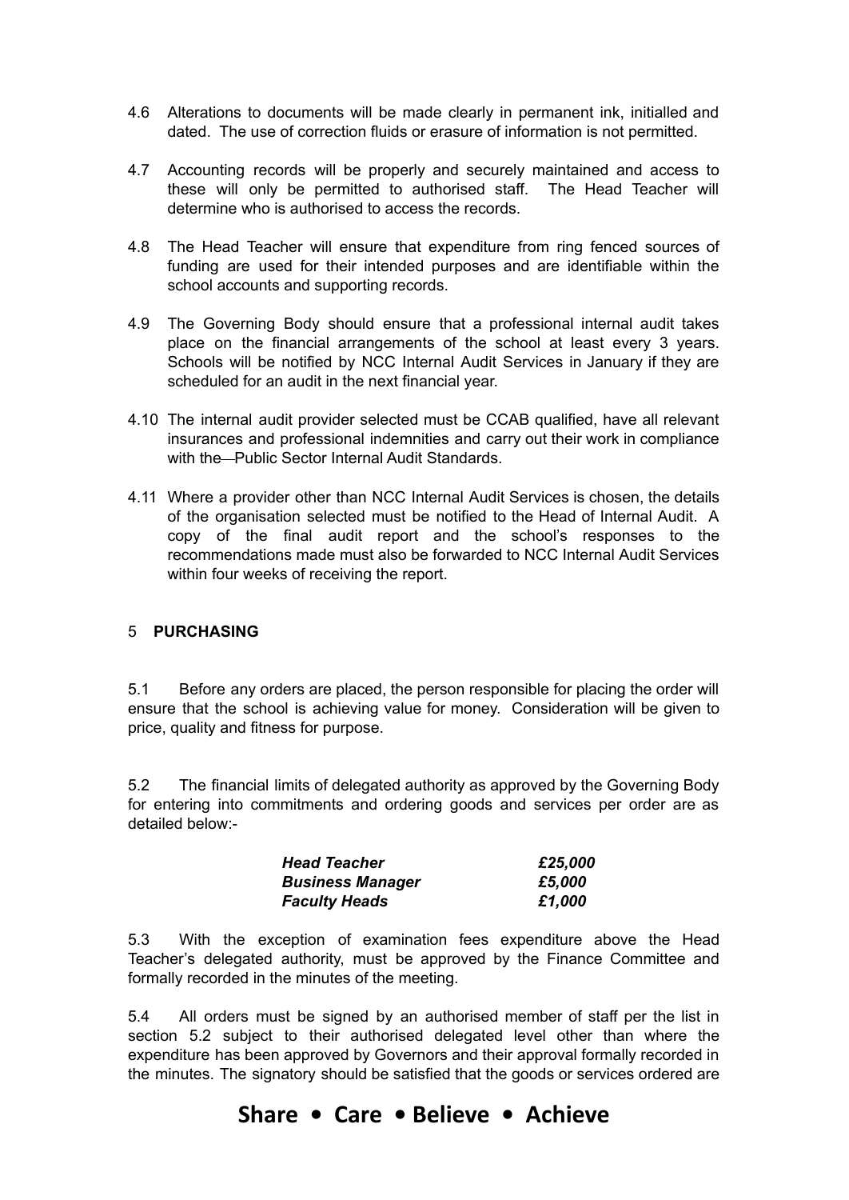4.6 Alterations to documents will be made clearly in permanent ink, initialled and dated. The use of correction fluids or erasure of information is not permitted.

4.7 Accounting records will be properly and securely maintained and access to these will only be permitted to authorised staff. The Head Teacher will determine who is authorised to access the records.

4.8 The Head Teacher will ensure that expenditure from ring fenced sources of funding are used for their intended purposes and are identifiable within the school accounts and supporting records.

4.9 The Governing Body should ensure that a professional internal audit takes place on the financial arrangements of the school at least every 3 years. Schools will be notified by NCC Internal Audit Services in January if they are scheduled for an audit in the next financial year.

4.10 The internal audit provider selected must be CCAB qualified, have all relevant insurances and professional indemnities and carry out their work in compliance with the Public Sector Internal Audit Standards.

4.11 Where a provider other than NCC Internal Audit Services is chosen, the details of the organisation selected must be notified to the Head of Internal Audit. A copy of the final audit report and the school's responses to the recommendations made must also be forwarded to NCC Internal Audit Services within four weeks of receiving the report.

## 5 PURCHASING

5.1 Before any orders are placed, the person responsible for placing the order will ensure that the school is achieving value for money. Consideration will be given to price, quality and fitness for purpose.

5.2 The financial limits of delegated authority as approved by the Governing Body for entering into commitments and ordering goods and services per order are as detailed below:-

| | |
|---|---|
| ***Head Teacher*** | ***£25,000*** |
| ***Business Manager*** | ***£5,000*** |
| ***Faculty Heads*** | ***£1,000*** |

5.3 With the exception of examination fees expenditure above the Head Teacher's delegated authority, must be approved by the Finance Committee and formally recorded in the minutes of the meeting.

5.4 All orders must be signed by an authorised member of staff per the list in section 5.2 subject to their authorised delegated level other than where the expenditure has been approved by Governors and their approval formally recorded in the minutes. The signatory should be satisfied that the goods or services ordered are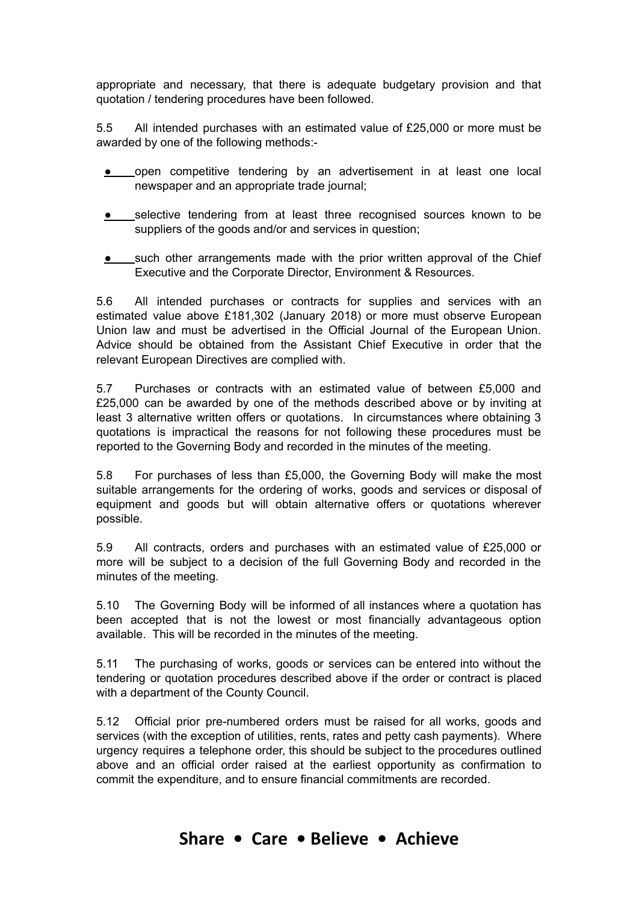appropriate and necessary, that there is adequate budgetary provision and that quotation / tendering procedures have been followed.

5.5 All intended purchases with an estimated value of £25,000 or more must be awarded by one of the following methods:-

- open competitive tendering by an advertisement in at least one local newspaper and an appropriate trade journal;
- selective tendering from at least three recognised sources known to be suppliers of the goods and/or and services in question;
- such other arrangements made with the prior written approval of the Chief Executive and the Corporate Director, Environment & Resources.

5.6 All intended purchases or contracts for supplies and services with an estimated value above £181,302 (January 2018) or more must observe European Union law and must be advertised in the Official Journal of the European Union. Advice should be obtained from the Assistant Chief Executive in order that the relevant European Directives are complied with.

5.7 Purchases or contracts with an estimated value of between £5,000 and £25,000 can be awarded by one of the methods described above or by inviting at least 3 alternative written offers or quotations. In circumstances where obtaining 3 quotations is impractical the reasons for not following these procedures must be reported to the Governing Body and recorded in the minutes of the meeting.

5.8 For purchases of less than £5,000, the Governing Body will make the most suitable arrangements for the ordering of works, goods and services or disposal of equipment and goods but will obtain alternative offers or quotations wherever possible.

5.9 All contracts, orders and purchases with an estimated value of £25,000 or more will be subject to a decision of the full Governing Body and recorded in the minutes of the meeting.

5.10 The Governing Body will be informed of all instances where a quotation has been accepted that is not the lowest or most financially advantageous option available. This will be recorded in the minutes of the meeting.

5.11 The purchasing of works, goods or services can be entered into without the tendering or quotation procedures described above if the order or contract is placed with a department of the County Council.

5.12 Official prior pre-numbered orders must be raised for all works, goods and services (with the exception of utilities, rents, rates and petty cash payments). Where urgency requires a telephone order, this should be subject to the procedures outlined above and an official order raised at the earliest opportunity as confirmation to commit the expenditure, and to ensure financial commitments are recorded.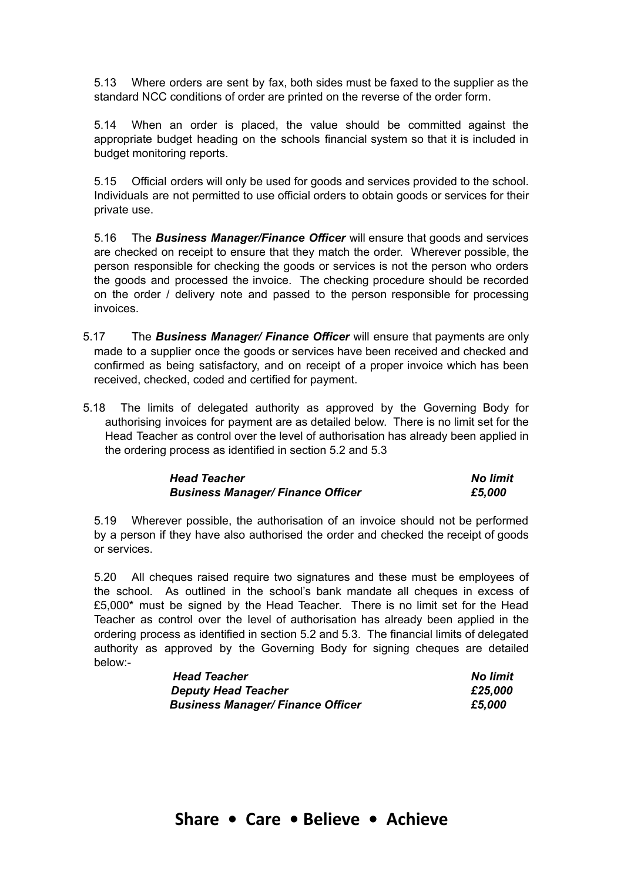5.13 Where orders are sent by fax, both sides must be faxed to the supplier as the standard NCC conditions of order are printed on the reverse of the order form.

5.14 When an order is placed, the value should be committed against the appropriate budget heading on the schools financial system so that it is included in budget monitoring reports.

5.15 Official orders will only be used for goods and services provided to the school. Individuals are not permitted to use official orders to obtain goods or services for their private use.

5.16 The ***Business Manager/Finance Officer*** will ensure that goods and services are checked on receipt to ensure that they match the order. Wherever possible, the person responsible for checking the goods or services is not the person who orders the goods and processed the invoice. The checking procedure should be recorded on the order / delivery note and passed to the person responsible for processing invoices.

5.17 The ***Business Manager/ Finance Officer*** will ensure that payments are only made to a supplier once the goods or services have been received and checked and confirmed as being satisfactory, and on receipt of a proper invoice which has been received, checked, coded and certified for payment.

5.18 The limits of delegated authority as approved by the Governing Body for authorising invoices for payment are as detailed below. There is no limit set for the Head Teacher as control over the level of authorisation has already been applied in the ordering process as identified in section 5.2 and 5.3

| | |
|---|---|
| ***Head Teacher*** | ***No limit*** |
| ***Business Manager/ Finance Officer*** | ***£5,000*** |

5.19 Wherever possible, the authorisation of an invoice should not be performed by a person if they have also authorised the order and checked the receipt of goods or services.

5.20 All cheques raised require two signatures and these must be employees of the school. As outlined in the school's bank mandate all cheques in excess of £5,000* must be signed by the Head Teacher. There is no limit set for the Head Teacher as control over the level of authorisation has already been applied in the ordering process as identified in section 5.2 and 5.3. The financial limits of delegated authority as approved by the Governing Body for signing cheques are detailed below:-

| | |
|---|---|
| ***Head Teacher*** | ***No limit*** |
| ***Deputy Head Teacher*** | ***£25,000*** |
| ***Business Manager/ Finance Officer*** | ***£5,000*** |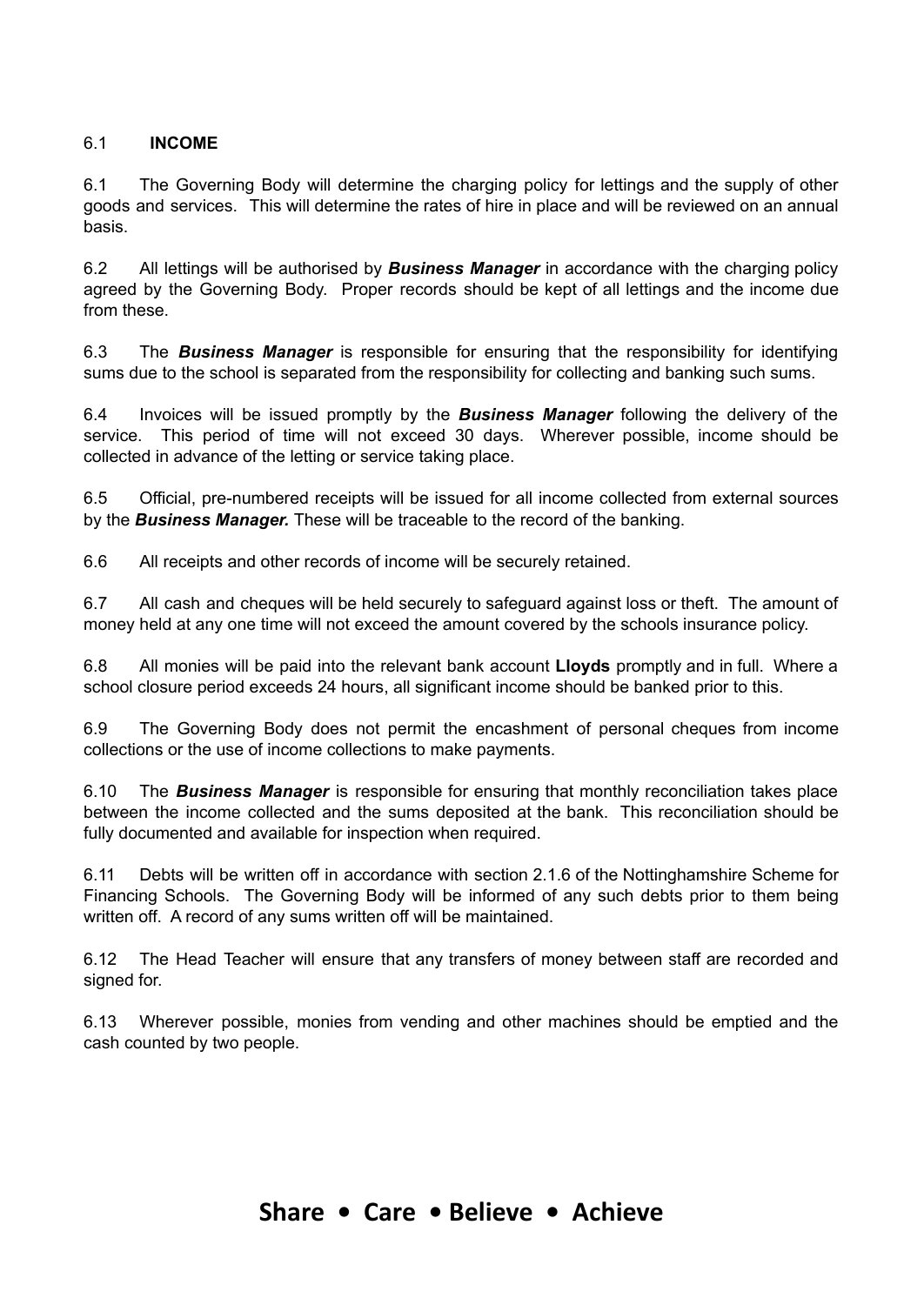## 6.1 **INCOME**

6.1 The Governing Body will determine the charging policy for lettings and the supply of other goods and services. This will determine the rates of hire in place and will be reviewed on an annual basis.

6.2 All lettings will be authorised by ***Business Manager*** in accordance with the charging policy agreed by the Governing Body. Proper records should be kept of all lettings and the income due from these.

6.3 The ***Business Manager*** is responsible for ensuring that the responsibility for identifying sums due to the school is separated from the responsibility for collecting and banking such sums.

6.4 Invoices will be issued promptly by the ***Business Manager*** following the delivery of the service. This period of time will not exceed 30 days. Wherever possible, income should be collected in advance of the letting or service taking place.

6.5 Official, pre-numbered receipts will be issued for all income collected from external sources by the ***Business Manager.*** These will be traceable to the record of the banking.

6.6 All receipts and other records of income will be securely retained.

6.7 All cash and cheques will be held securely to safeguard against loss or theft. The amount of money held at any one time will not exceed the amount covered by the schools insurance policy.

6.8 All monies will be paid into the relevant bank account **Lloyds** promptly and in full. Where a school closure period exceeds 24 hours, all significant income should be banked prior to this.

6.9 The Governing Body does not permit the encashment of personal cheques from income collections or the use of income collections to make payments.

6.10 The ***Business Manager*** is responsible for ensuring that monthly reconciliation takes place between the income collected and the sums deposited at the bank. This reconciliation should be fully documented and available for inspection when required.

6.11 Debts will be written off in accordance with section 2.1.6 of the Nottinghamshire Scheme for Financing Schools. The Governing Body will be informed of any such debts prior to them being written off. A record of any sums written off will be maintained.

6.12 The Head Teacher will ensure that any transfers of money between staff are recorded and signed for.

6.13 Wherever possible, monies from vending and other machines should be emptied and the cash counted by two people.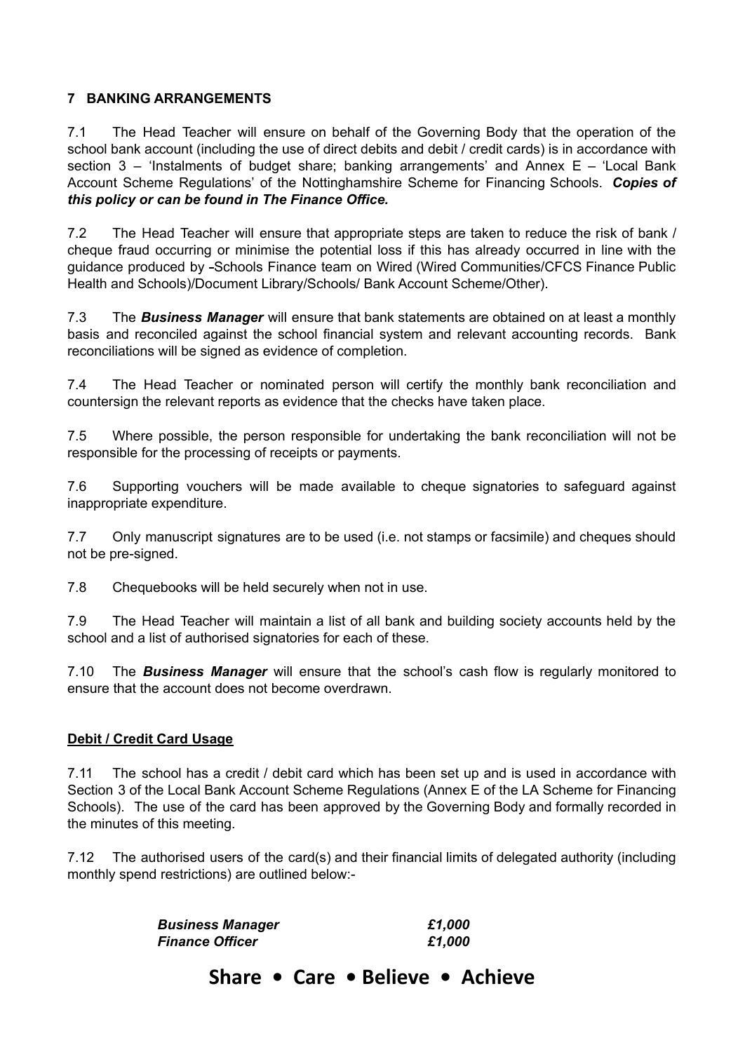## 7 BANKING ARRANGEMENTS

7.1 The Head Teacher will ensure on behalf of the Governing Body that the operation of the school bank account (including the use of direct debits and debit / credit cards) is in accordance with section 3 – 'Instalments of budget share; banking arrangements' and Annex E – 'Local Bank Account Scheme Regulations' of the Nottinghamshire Scheme for Financing Schools. ***Copies of this policy or can be found in The Finance Office.***

7.2 The Head Teacher will ensure that appropriate steps are taken to reduce the risk of bank / cheque fraud occurring or minimise the potential loss if this has already occurred in line with the guidance produced by -Schools Finance team on Wired (Wired Communities/CFCS Finance Public Health and Schools)/Document Library/Schools/ Bank Account Scheme/Other).

7.3 The ***Business Manager*** will ensure that bank statements are obtained on at least a monthly basis and reconciled against the school financial system and relevant accounting records. Bank reconciliations will be signed as evidence of completion.

7.4 The Head Teacher or nominated person will certify the monthly bank reconciliation and countersign the relevant reports as evidence that the checks have taken place.

7.5 Where possible, the person responsible for undertaking the bank reconciliation will not be responsible for the processing of receipts or payments.

7.6 Supporting vouchers will be made available to cheque signatories to safeguard against inappropriate expenditure.

7.7 Only manuscript signatures are to be used (i.e. not stamps or facsimile) and cheques should not be pre-signed.

7.8 Chequebooks will be held securely when not in use.

7.9 The Head Teacher will maintain a list of all bank and building society accounts held by the school and a list of authorised signatories for each of these.

7.10 The ***Business Manager*** will ensure that the school's cash flow is regularly monitored to ensure that the account does not become overdrawn.

**Debit / Credit Card Usage**

7.11 The school has a credit / debit card which has been set up and is used in accordance with Section 3 of the Local Bank Account Scheme Regulations (Annex E of the LA Scheme for Financing Schools). The use of the card has been approved by the Governing Body and formally recorded in the minutes of this meeting.

7.12 The authorised users of the card(s) and their financial limits of delegated authority (including monthly spend restrictions) are outlined below:-

| | |
|---|---|
| ***Business Manager*** | ***£1,000*** |
| ***Finance Officer*** | ***£1,000*** |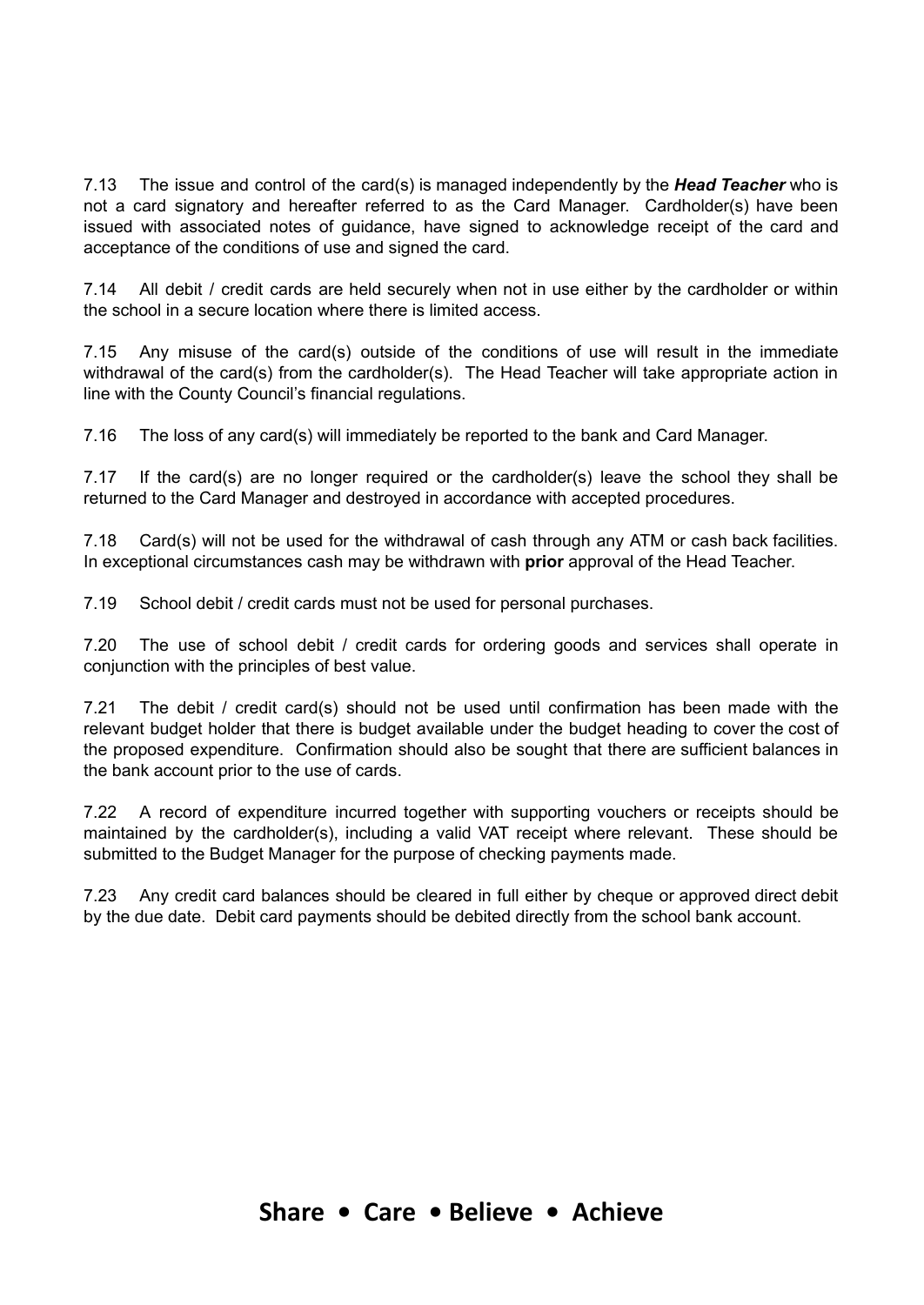7.13 The issue and control of the card(s) is managed independently by the ***Head Teacher*** who is not a card signatory and hereafter referred to as the Card Manager. Cardholder(s) have been issued with associated notes of guidance, have signed to acknowledge receipt of the card and acceptance of the conditions of use and signed the card.

7.14 All debit / credit cards are held securely when not in use either by the cardholder or within the school in a secure location where there is limited access.

7.15 Any misuse of the card(s) outside of the conditions of use will result in the immediate withdrawal of the card(s) from the cardholder(s). The Head Teacher will take appropriate action in line with the County Council's financial regulations.

7.16 The loss of any card(s) will immediately be reported to the bank and Card Manager.

7.17 If the card(s) are no longer required or the cardholder(s) leave the school they shall be returned to the Card Manager and destroyed in accordance with accepted procedures.

7.18 Card(s) will not be used for the withdrawal of cash through any ATM or cash back facilities. In exceptional circumstances cash may be withdrawn with **prior** approval of the Head Teacher.

7.19 School debit / credit cards must not be used for personal purchases.

7.20 The use of school debit / credit cards for ordering goods and services shall operate in conjunction with the principles of best value.

7.21 The debit / credit card(s) should not be used until confirmation has been made with the relevant budget holder that there is budget available under the budget heading to cover the cost of the proposed expenditure. Confirmation should also be sought that there are sufficient balances in the bank account prior to the use of cards.

7.22 A record of expenditure incurred together with supporting vouchers or receipts should be maintained by the cardholder(s), including a valid VAT receipt where relevant. These should be submitted to the Budget Manager for the purpose of checking payments made.

7.23 Any credit card balances should be cleared in full either by cheque or approved direct debit by the due date. Debit card payments should be debited directly from the school bank account.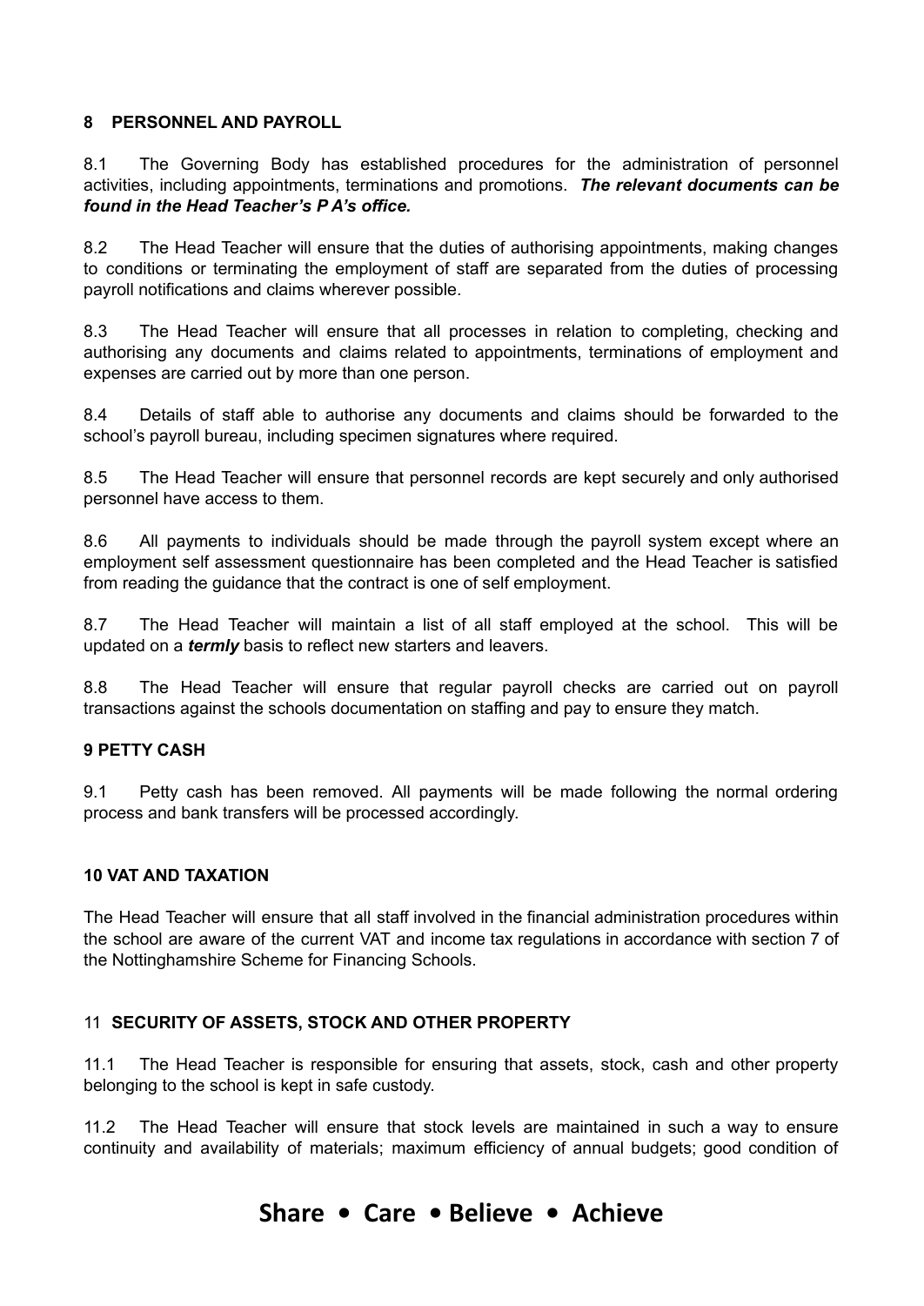## 8 PERSONNEL AND PAYROLL

8.1 The Governing Body has established procedures for the administration of personnel activities, including appointments, terminations and promotions. ***The relevant documents can be found in the Head Teacher's P A's office.***

8.2 The Head Teacher will ensure that the duties of authorising appointments, making changes to conditions or terminating the employment of staff are separated from the duties of processing payroll notifications and claims wherever possible.

8.3 The Head Teacher will ensure that all processes in relation to completing, checking and authorising any documents and claims related to appointments, terminations of employment and expenses are carried out by more than one person.

8.4 Details of staff able to authorise any documents and claims should be forwarded to the school's payroll bureau, including specimen signatures where required.

8.5 The Head Teacher will ensure that personnel records are kept securely and only authorised personnel have access to them.

8.6 All payments to individuals should be made through the payroll system except where an employment self assessment questionnaire has been completed and the Head Teacher is satisfied from reading the guidance that the contract is one of self employment.

8.7 The Head Teacher will maintain a list of all staff employed at the school. This will be updated on a ***termly*** basis to reflect new starters and leavers.

8.8 The Head Teacher will ensure that regular payroll checks are carried out on payroll transactions against the schools documentation on staffing and pay to ensure they match.

## 9 PETTY CASH

9.1 Petty cash has been removed. All payments will be made following the normal ordering process and bank transfers will be processed accordingly.

## 10 VAT AND TAXATION

The Head Teacher will ensure that all staff involved in the financial administration procedures within the school are aware of the current VAT and income tax regulations in accordance with section 7 of the Nottinghamshire Scheme for Financing Schools.

## 11 SECURITY OF ASSETS, STOCK AND OTHER PROPERTY

11.1 The Head Teacher is responsible for ensuring that assets, stock, cash and other property belonging to the school is kept in safe custody.

11.2 The Head Teacher will ensure that stock levels are maintained in such a way to ensure continuity and availability of materials; maximum efficiency of annual budgets; good condition of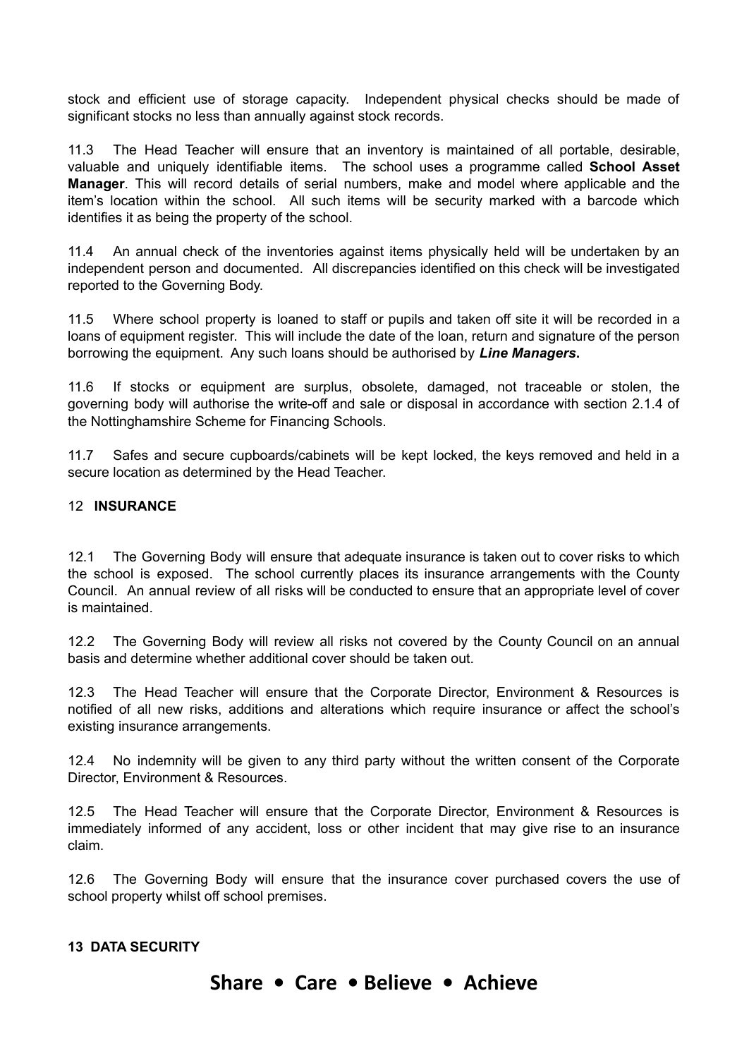stock and efficient use of storage capacity. Independent physical checks should be made of significant stocks no less than annually against stock records.

11.3 The Head Teacher will ensure that an inventory is maintained of all portable, desirable, valuable and uniquely identifiable items. The school uses a programme called **School Asset Manager**. This will record details of serial numbers, make and model where applicable and the item's location within the school. All such items will be security marked with a barcode which identifies it as being the property of the school.

11.4 An annual check of the inventories against items physically held will be undertaken by an independent person and documented. All discrepancies identified on this check will be investigated reported to the Governing Body.

11.5 Where school property is loaned to staff or pupils and taken off site it will be recorded in a loans of equipment register. This will include the date of the loan, return and signature of the person borrowing the equipment. Any such loans should be authorised by ***Line Managers*****.**

11.6 If stocks or equipment are surplus, obsolete, damaged, not traceable or stolen, the governing body will authorise the write-off and sale or disposal in accordance with section 2.1.4 of the Nottinghamshire Scheme for Financing Schools.

11.7 Safes and secure cupboards/cabinets will be kept locked, the keys removed and held in a secure location as determined by the Head Teacher.

## 12 INSURANCE

12.1 The Governing Body will ensure that adequate insurance is taken out to cover risks to which the school is exposed. The school currently places its insurance arrangements with the County Council. An annual review of all risks will be conducted to ensure that an appropriate level of cover is maintained.

12.2 The Governing Body will review all risks not covered by the County Council on an annual basis and determine whether additional cover should be taken out.

12.3 The Head Teacher will ensure that the Corporate Director, Environment & Resources is notified of all new risks, additions and alterations which require insurance or affect the school's existing insurance arrangements.

12.4 No indemnity will be given to any third party without the written consent of the Corporate Director, Environment & Resources.

12.5 The Head Teacher will ensure that the Corporate Director, Environment & Resources is immediately informed of any accident, loss or other incident that may give rise to an insurance claim.

12.6 The Governing Body will ensure that the insurance cover purchased covers the use of school property whilst off school premises.

## 13 DATA SECURITY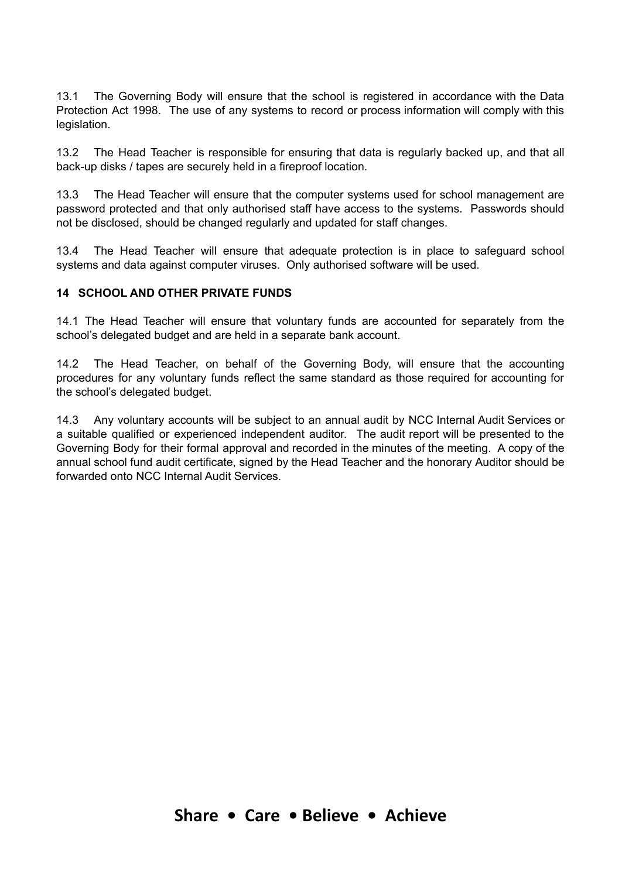13.1 The Governing Body will ensure that the school is registered in accordance with the Data Protection Act 1998. The use of any systems to record or process information will comply with this legislation.

13.2 The Head Teacher is responsible for ensuring that data is regularly backed up, and that all back-up disks / tapes are securely held in a fireproof location.

13.3 The Head Teacher will ensure that the computer systems used for school management are password protected and that only authorised staff have access to the systems. Passwords should not be disclosed, should be changed regularly and updated for staff changes.

13.4 The Head Teacher will ensure that adequate protection is in place to safeguard school systems and data against computer viruses. Only authorised software will be used.

**14 SCHOOL AND OTHER PRIVATE FUNDS**

14.1 The Head Teacher will ensure that voluntary funds are accounted for separately from the school's delegated budget and are held in a separate bank account.

14.2 The Head Teacher, on behalf of the Governing Body, will ensure that the accounting procedures for any voluntary funds reflect the same standard as those required for accounting for the school's delegated budget.

14.3 Any voluntary accounts will be subject to an annual audit by NCC Internal Audit Services or a suitable qualified or experienced independent auditor. The audit report will be presented to the Governing Body for their formal approval and recorded in the minutes of the meeting. A copy of the annual school fund audit certificate, signed by the Head Teacher and the honorary Auditor should be forwarded onto NCC Internal Audit Services.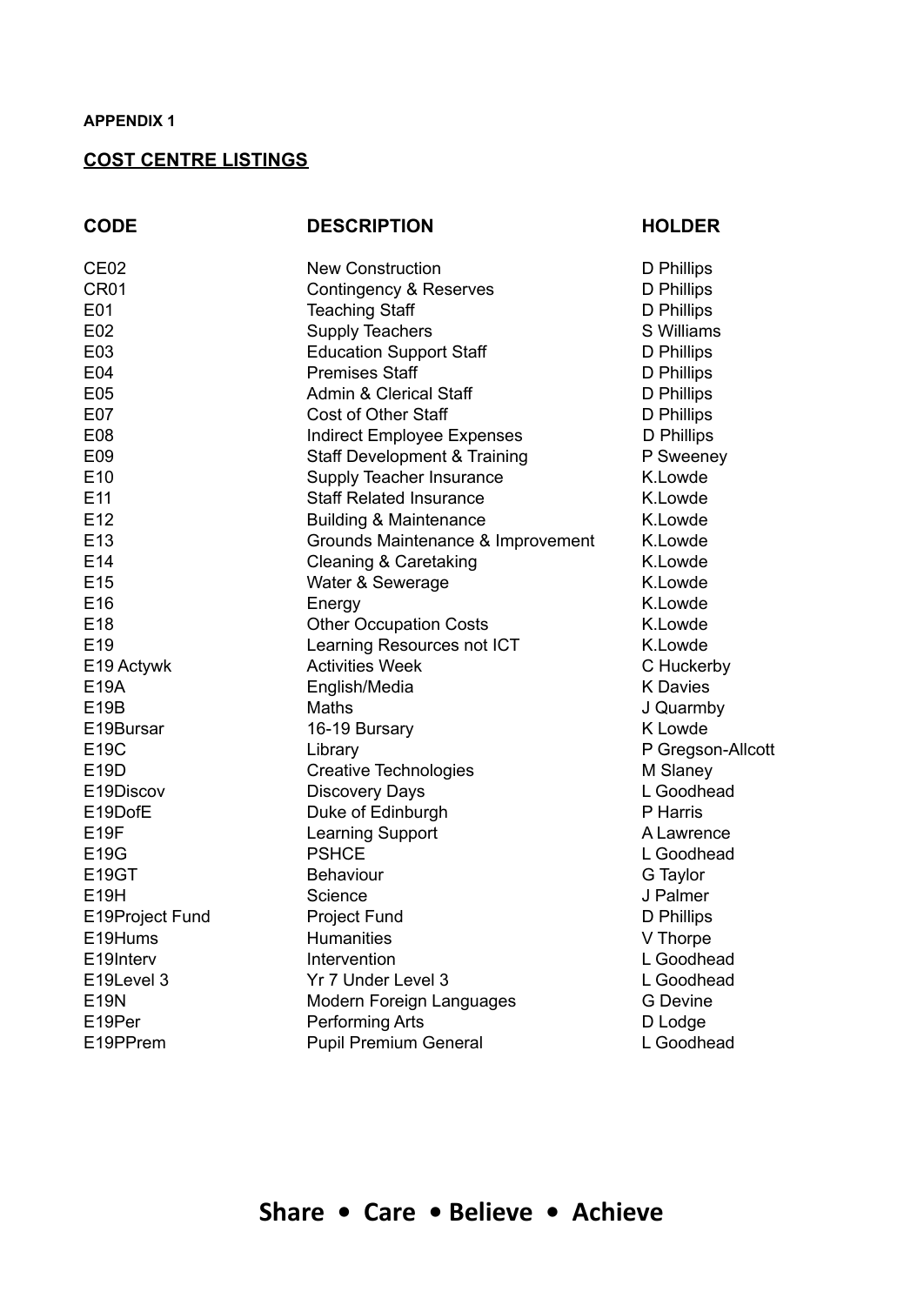**APPENDIX 1**

## COST CENTRE LISTINGS

| CODE | DESCRIPTION | HOLDER |
|---|---|---|
| CE02 | New Construction | D Phillips |
| CR01 | Contingency & Reserves | D Phillips |
| E01 | Teaching Staff | D Phillips |
| E02 | Supply Teachers | S Williams |
| E03 | Education Support Staff | D Phillips |
| E04 | Premises Staff | D Phillips |
| E05 | Admin & Clerical Staff | D Phillips |
| E07 | Cost of Other Staff | D Phillips |
| E08 | Indirect Employee Expenses | D Phillips |
| E09 | Staff Development & Training | P Sweeney |
| E10 | Supply Teacher Insurance | K.Lowde |
| E11 | Staff Related Insurance | K.Lowde |
| E12 | Building & Maintenance | K.Lowde |
| E13 | Grounds Maintenance & Improvement | K.Lowde |
| E14 | Cleaning & Caretaking | K.Lowde |
| E15 | Water & Sewerage | K.Lowde |
| E16 | Energy | K.Lowde |
| E18 | Other Occupation Costs | K.Lowde |
| E19 | Learning Resources not ICT | K.Lowde |
| E19 Actywk | Activities Week | C Huckerby |
| E19A | English/Media | K Davies |
| E19B | Maths | J Quarmby |
| E19Bursar | 16-19 Bursary | K Lowde |
| E19C | Library | P Gregson-Allcott |
| E19D | Creative Technologies | M Slaney |
| E19Discov | Discovery Days | L Goodhead |
| E19DofE | Duke of Edinburgh | P Harris |
| E19F | Learning Support | A Lawrence |
| E19G | PSHCE | L Goodhead |
| E19GT | Behaviour | G Taylor |
| E19H | Science | J Palmer |
| E19Project Fund | Project Fund | D Phillips |
| E19Hums | Humanities | V Thorpe |
| E19Interv | Intervention | L Goodhead |
| E19Level 3 | Yr 7 Under Level 3 | L Goodhead |
| E19N | Modern Foreign Languages | G Devine |
| E19Per | Performing Arts | D Lodge |
| E19PPrem | Pupil Premium General | L Goodhead |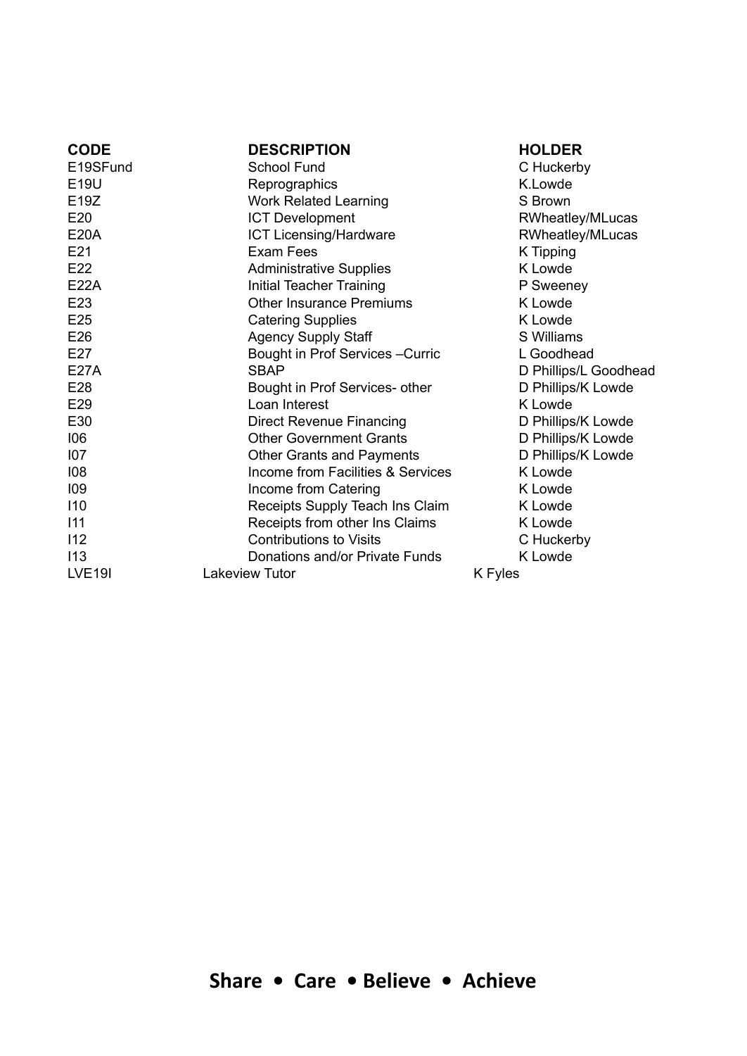| CODE | DESCRIPTION | HOLDER |
| --- | --- | --- |
| E19SFund | School Fund | C Huckerby |
| E19U | Reprographics | K.Lowde |
| E19Z | Work Related Learning | S Brown |
| E20 | ICT Development | RWheatley/MLucas |
| E20A | ICT Licensing/Hardware | RWheatley/MLucas |
| E21 | Exam Fees | K Tipping |
| E22 | Administrative Supplies | K Lowde |
| E22A | Initial Teacher Training | P Sweeney |
| E23 | Other Insurance Premiums | K Lowde |
| E25 | Catering Supplies | K Lowde |
| E26 | Agency Supply Staff | S Williams |
| E27 | Bought in Prof Services –Curric | L Goodhead |
| E27A | SBAP | D Phillips/L Goodhead |
| E28 | Bought in Prof Services- other | D Phillips/K Lowde |
| E29 | Loan Interest | K Lowde |
| E30 | Direct Revenue Financing | D Phillips/K Lowde |
| I06 | Other Government Grants | D Phillips/K Lowde |
| I07 | Other Grants and Payments | D Phillips/K Lowde |
| I08 | Income from Facilities & Services | K Lowde |
| I09 | Income from Catering | K Lowde |
| I10 | Receipts Supply Teach Ins Claim | K Lowde |
| I11 | Receipts from other Ins Claims | K Lowde |
| I12 | Contributions to Visits | C Huckerby |
| I13 | Donations and/or Private Funds | K Lowde |
| LVE19I | Lakeview Tutor | K Fyles |

**Share • Care • Believe • Achieve**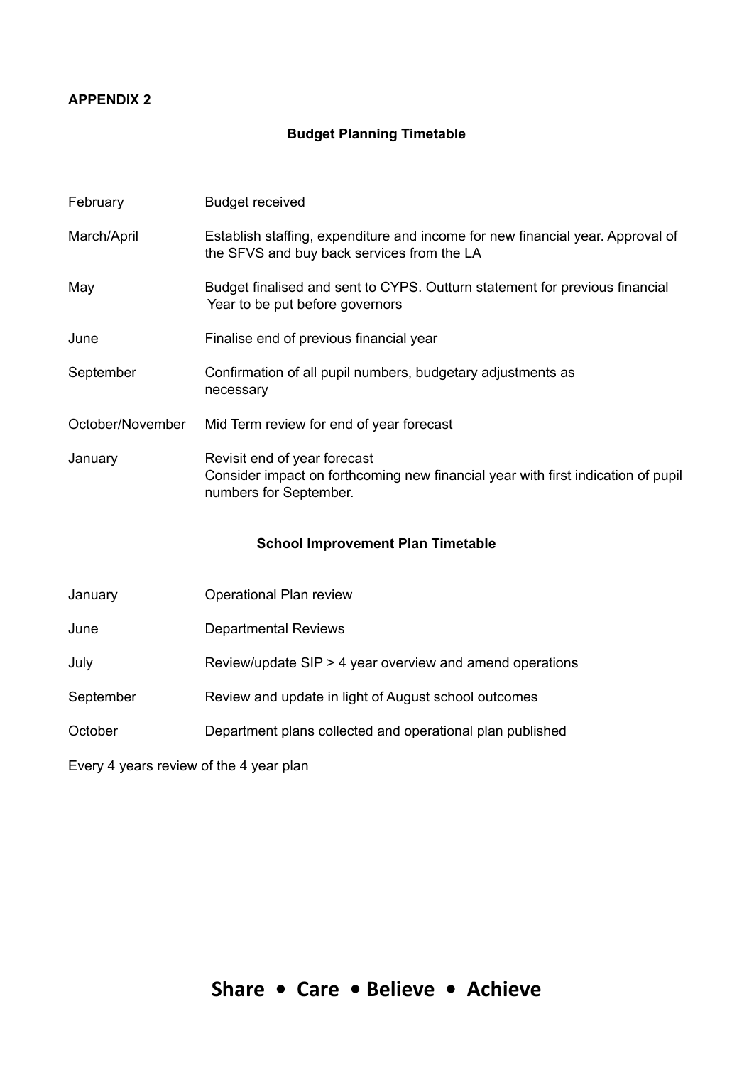**APPENDIX 2**

## Budget Planning Timetable

| | |
|---|---|
| February | Budget received |
| March/April | Establish staffing, expenditure and income for new financial year. Approval of the SFVS and buy back services from the LA |
| May | Budget finalised and sent to CYPS. Outturn statement for previous financial Year to be put before governors |
| June | Finalise end of previous financial year |
| September | Confirmation of all pupil numbers, budgetary adjustments as necessary |
| October/November | Mid Term review for end of year forecast |
| January | Revisit end of year forecast<br>Consider impact on forthcoming new financial year with first indication of pupil numbers for September. |

## School Improvement Plan Timetable

| | |
|---|---|
| January | Operational Plan review |
| June | Departmental Reviews |
| July | Review/update SIP > 4 year overview and amend operations |
| September | Review and update in light of August school outcomes |
| October | Department plans collected and operational plan published |

Every 4 years review of the 4 year plan

**Share • Care • Believe • Achieve**